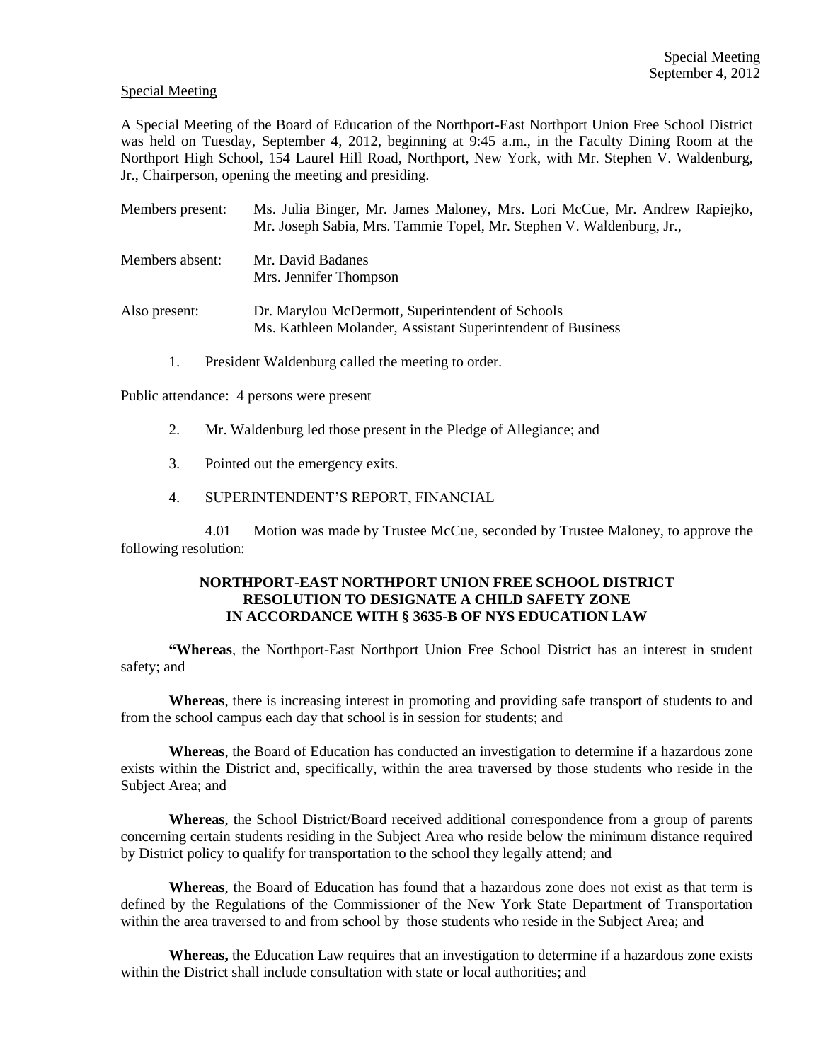Special Meeting

A Special Meeting of the Board of Education of the Northport-East Northport Union Free School District was held on Tuesday, September 4, 2012, beginning at 9:45 a.m., in the Faculty Dining Room at the Northport High School, 154 Laurel Hill Road, Northport, New York, with Mr. Stephen V. Waldenburg, Jr., Chairperson, opening the meeting and presiding.

Members present: Ms. Julia Binger, Mr. James Maloney, Mrs. Lori McCue, Mr. Andrew Rapiejko, Mr. Joseph Sabia, Mrs. Tammie Topel, Mr. Stephen V. Waldenburg, Jr.,

Members absent: Mr. David Badanes
Mrs. Jennifer Thompson

Also present: Dr. Marylou McDermott, Superintendent of Schools
Ms. Kathleen Molander, Assistant Superintendent of Business

1. President Waldenburg called the meeting to order.

Public attendance: 4 persons were present

2. Mr. Waldenburg led those present in the Pledge of Allegiance; and

3. Pointed out the emergency exits.

4. SUPERINTENDENT'S REPORT, FINANCIAL

4.01 Motion was made by Trustee McCue, seconded by Trustee Maloney, to approve the following resolution:

**NORTHPORT-EAST NORTHPORT UNION FREE SCHOOL DISTRICT RESOLUTION TO DESIGNATE A CHILD SAFETY ZONE IN ACCORDANCE WITH § 3635-B OF NYS EDUCATION LAW**

**"Whereas**, the Northport-East Northport Union Free School District has an interest in student safety; and

**Whereas**, there is increasing interest in promoting and providing safe transport of students to and from the school campus each day that school is in session for students; and

**Whereas**, the Board of Education has conducted an investigation to determine if a hazardous zone exists within the District and, specifically, within the area traversed by those students who reside in the Subject Area; and

**Whereas**, the School District/Board received additional correspondence from a group of parents concerning certain students residing in the Subject Area who reside below the minimum distance required by District policy to qualify for transportation to the school they legally attend; and

**Whereas**, the Board of Education has found that a hazardous zone does not exist as that term is defined by the Regulations of the Commissioner of the New York State Department of Transportation within the area traversed to and from school by those students who reside in the Subject Area; and

**Whereas,** the Education Law requires that an investigation to determine if a hazardous zone exists within the District shall include consultation with state or local authorities; and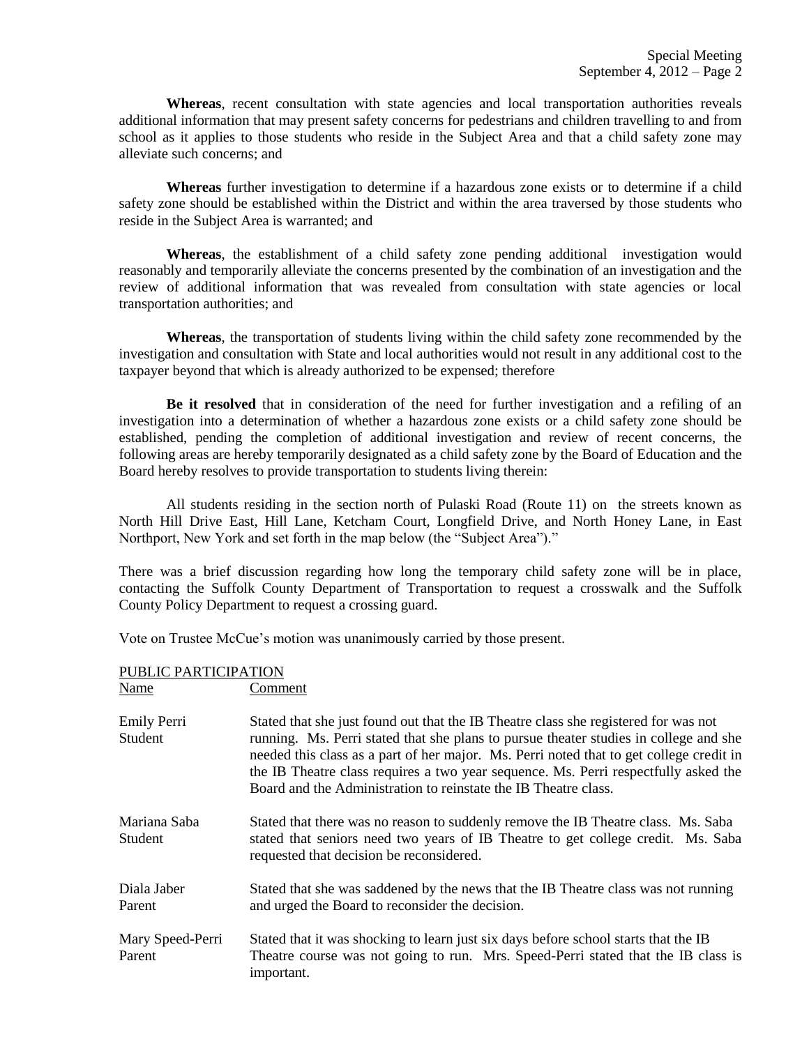**Whereas**, recent consultation with state agencies and local transportation authorities reveals additional information that may present safety concerns for pedestrians and children travelling to and from school as it applies to those students who reside in the Subject Area and that a child safety zone may alleviate such concerns; and

**Whereas** further investigation to determine if a hazardous zone exists or to determine if a child safety zone should be established within the District and within the area traversed by those students who reside in the Subject Area is warranted; and

**Whereas**, the establishment of a child safety zone pending additional investigation would reasonably and temporarily alleviate the concerns presented by the combination of an investigation and the review of additional information that was revealed from consultation with state agencies or local transportation authorities; and

**Whereas**, the transportation of students living within the child safety zone recommended by the investigation and consultation with State and local authorities would not result in any additional cost to the taxpayer beyond that which is already authorized to be expensed; therefore

**Be it resolved** that in consideration of the need for further investigation and a refiling of an investigation into a determination of whether a hazardous zone exists or a child safety zone should be established, pending the completion of additional investigation and review of recent concerns, the following areas are hereby temporarily designated as a child safety zone by the Board of Education and the Board hereby resolves to provide transportation to students living therein:

All students residing in the section north of Pulaski Road (Route 11) on the streets known as North Hill Drive East, Hill Lane, Ketcham Court, Longfield Drive, and North Honey Lane, in East Northport, New York and set forth in the map below (the "Subject Area")."

There was a brief discussion regarding how long the temporary child safety zone will be in place, contacting the Suffolk County Department of Transportation to request a crosswalk and the Suffolk County Policy Department to request a crossing guard.

Vote on Trustee McCue's motion was unanimously carried by those present.

PUBLIC PARTICIPATION

| Name | Comment |
|---|---|
| Emily Perri<br>Student | Stated that she just found out that the IB Theatre class she registered for was not running. Ms. Perri stated that she plans to pursue theater studies in college and she needed this class as a part of her major. Ms. Perri noted that to get college credit in the IB Theatre class requires a two year sequence. Ms. Perri respectfully asked the Board and the Administration to reinstate the IB Theatre class. |
| Mariana Saba<br>Student | Stated that there was no reason to suddenly remove the IB Theatre class. Ms. Saba stated that seniors need two years of IB Theatre to get college credit. Ms. Saba requested that decision be reconsidered. |
| Diala Jaber<br>Parent | Stated that she was saddened by the news that the IB Theatre class was not running and urged the Board to reconsider the decision. |
| Mary Speed-Perri<br>Parent | Stated that it was shocking to learn just six days before school starts that the IB Theatre course was not going to run. Mrs. Speed-Perri stated that the IB class is important. |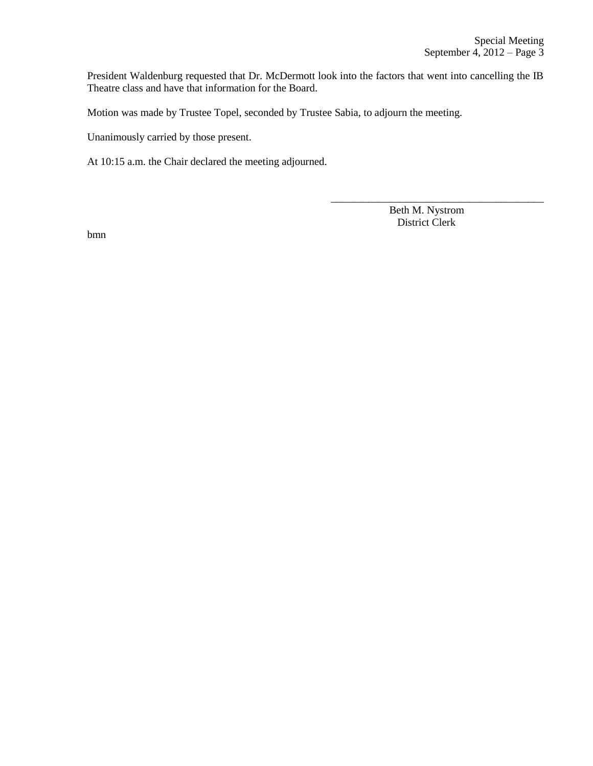President Waldenburg requested that Dr. McDermott look into the factors that went into cancelling the IB Theatre class and have that information for the Board.

Motion was made by Trustee Topel, seconded by Trustee Sabia, to adjourn the meeting.

Unanimously carried by those present.

At 10:15 a.m. the Chair declared the meeting adjourned.

\_\_\_\_\_\_\_\_\_\_\_\_\_\_\_\_\_\_\_\_\_\_\_\_\_\_\_\_\_\_\_\_\_\_\_\_\_\_\_\_

Beth M. Nystrom
District Clerk

bmn